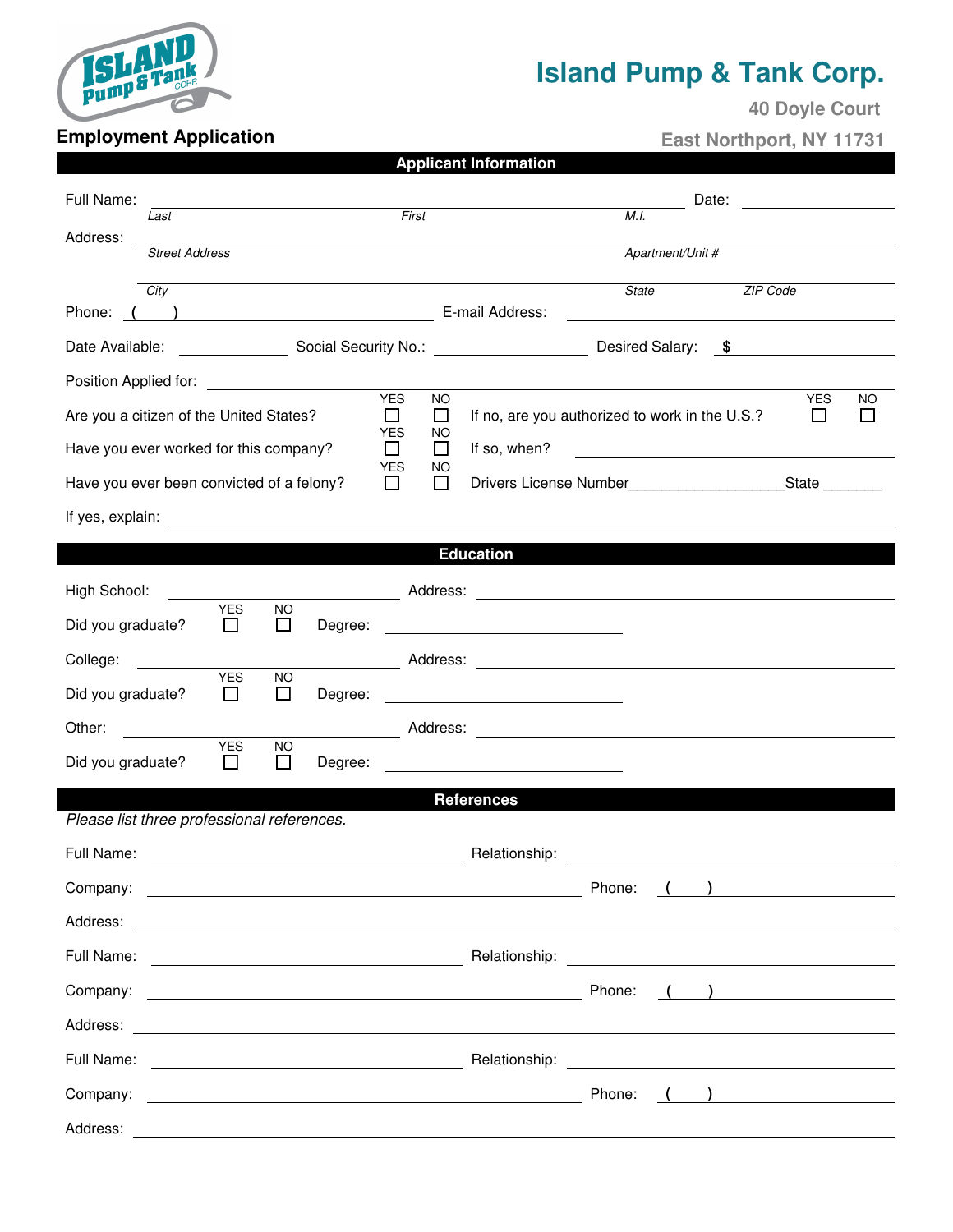# Island Pump & Tank Corp.

40 Doyle Court

East Northport, NY 11731

## Employment Application

### Applicant Information

Full Name: ______________________________________________ Date: ____________

*Last* *First* *M.I.*

Address: ________________________________________________________________

*Street Address* *Apartment/Unit #*

________________________________________________________________

*City* *State* *ZIP Code*

Phone: ( ) ____________________ E-mail Address: ____________________

Date Available: ____________ Social Security No.: ____________ Desired Salary: $ ____________

Position Applied for: ________________________________________________

Are you a citizen of the United States? YES ☐ NO ☐ If no, are you authorized to work in the U.S.? YES ☐ NO ☐

Have you ever worked for this company? YES ☐ NO ☐ If so, when? ____________________

Have you ever been convicted of a felony? YES ☐ NO ☐ Drivers License Number__________________State _______

If yes, explain: ________________________________________________

### Education

High School: ____________________ Address: ____________________

Did you graduate? YES ☐ NO ☐ Degree: ____________________

College: ____________________ Address: ____________________

Did you graduate? YES ☐ NO ☐ Degree: ____________________

Other: ____________________ Address: ____________________

Did you graduate? YES ☐ NO ☐ Degree: ____________________

### References

*Please list three professional references.*

Full Name: ____________________ Relationship: ____________________

Company: ____________________ Phone: ( ) ____________

Address: ________________________________________________

Full Name: ____________________ Relationship: ____________________

Company: ____________________ Phone: ( ) ____________

Address: ________________________________________________

Full Name: ____________________ Relationship: ____________________

Company: ____________________ Phone: ( ) ____________

Address: ________________________________________________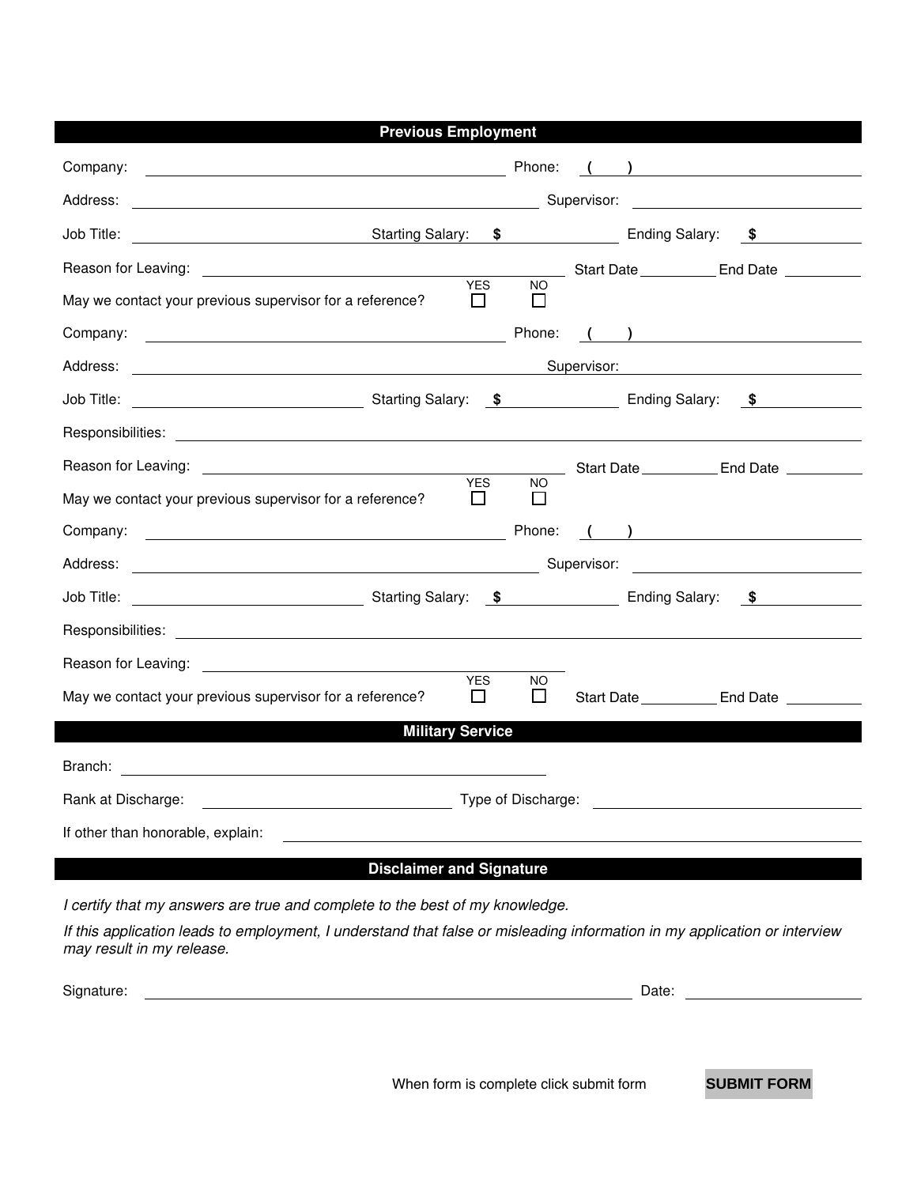## Previous Employment

Company: ______________________ Phone: ( ) ______________________

Address: ______________________ Supervisor: ______________________

Job Title: ______________________ Starting Salary: $ __________ Ending Salary: $ __________

Reason for Leaving: ______________________ Start Date __________ End Date __________

May we contact your previous supervisor for a reference? YES ☐ NO ☐

Company: ______________________ Phone: ( ) ______________________

Address: ______________________ Supervisor: ______________________

Job Title: ______________________ Starting Salary: $ __________ Ending Salary: $ __________

Responsibilities: ______________________

Reason for Leaving: ______________________ Start Date __________ End Date __________

May we contact your previous supervisor for a reference? YES ☐ NO ☐

Company: ______________________ Phone: ( ) ______________________

Address: ______________________ Supervisor: ______________________

Job Title: ______________________ Starting Salary: $ __________ Ending Salary: $ __________

Responsibilities: ______________________

Reason for Leaving: ______________________

May we contact your previous supervisor for a reference? YES ☐ NO ☐ Start Date __________ End Date __________

## Military Service

Branch: ______________________

Rank at Discharge: ______________________ Type of Discharge: ______________________

If other than honorable, explain: ______________________

## Disclaimer and Signature

*I certify that my answers are true and complete to the best of my knowledge.*

*If this application leads to employment, I understand that false or misleading information in my application or interview may result in my release.*

Signature: ______________________ Date: ______________________

When form is complete click submit form **SUBMIT FORM**